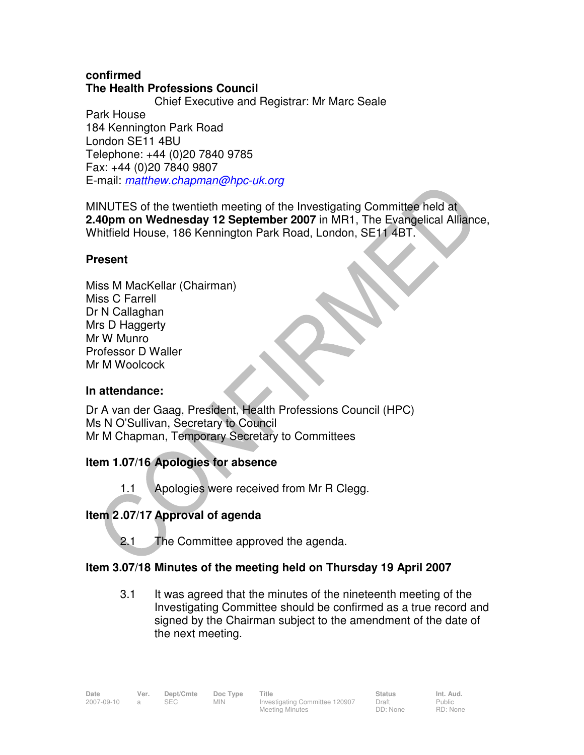**confirmed**

**The Health Professions Council**

Chief Executive and Registrar: Mr Marc Seale

Park House
184 Kennington Park Road
London SE11 4BU
Telephone: +44 (0)20 7840 9785
Fax: +44 (0)20 7840 9807
E-mail: *matthew.chapman@hpc-uk.org*

MINUTES of the twentieth meeting of the Investigating Committee held at **2.40pm on Wednesday 12 September 2007** in MR1, The Evangelical Alliance, Whitfield House, 186 Kennington Park Road, London, SE11 4BT.

### Present

Miss M MacKellar (Chairman)
Miss C Farrell
Dr N Callaghan
Mrs D Haggerty
Mr W Munro
Professor D Waller
Mr M Woolcock

### In attendance:

Dr A van der Gaag, President, Health Professions Council (HPC)
Ms N O'Sullivan, Secretary to Council
Mr M Chapman, Temporary Secretary to Committees

### Item 1.07/16 Apologies for absence

1.1 Apologies were received from Mr R Clegg.

### Item 2.07/17 Approval of agenda

2.1 The Committee approved the agenda.

### Item 3.07/18 Minutes of the meeting held on Thursday 19 April 2007

3.1 It was agreed that the minutes of the nineteenth meeting of the Investigating Committee should be confirmed as a true record and signed by the Chairman subject to the amendment of the date of the next meeting.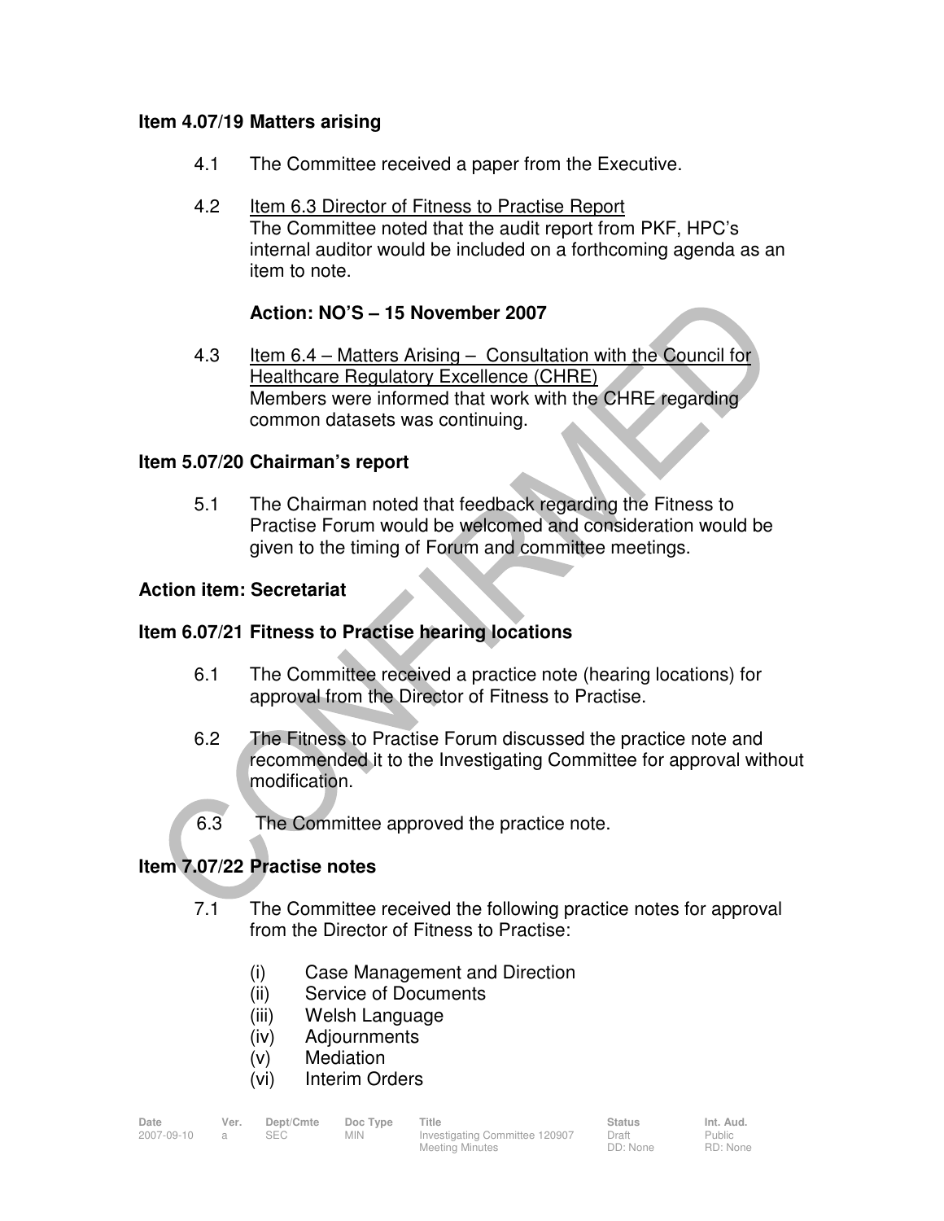**Item 4.07/19 Matters arising**

4.1 The Committee received a paper from the Executive.

4.2 Item 6.3 Director of Fitness to Practise Report
The Committee noted that the audit report from PKF, HPC's internal auditor would be included on a forthcoming agenda as an item to note.

**Action: NO'S – 15 November 2007**

4.3 Item 6.4 – Matters Arising – Consultation with the Council for Healthcare Regulatory Excellence (CHRE)
Members were informed that work with the CHRE regarding common datasets was continuing.

**Item 5.07/20 Chairman's report**

5.1 The Chairman noted that feedback regarding the Fitness to Practise Forum would be welcomed and consideration would be given to the timing of Forum and committee meetings.

**Action item: Secretariat**

**Item 6.07/21 Fitness to Practise hearing locations**

6.1 The Committee received a practice note (hearing locations) for approval from the Director of Fitness to Practise.

6.2 The Fitness to Practise Forum discussed the practice note and recommended it to the Investigating Committee for approval without modification.

6.3 The Committee approved the practice note.

**Item 7.07/22 Practise notes**

7.1 The Committee received the following practice notes for approval from the Director of Fitness to Practise:

(i) Case Management and Direction
(ii) Service of Documents
(iii) Welsh Language
(iv) Adjournments
(v) Mediation
(vi) Interim Orders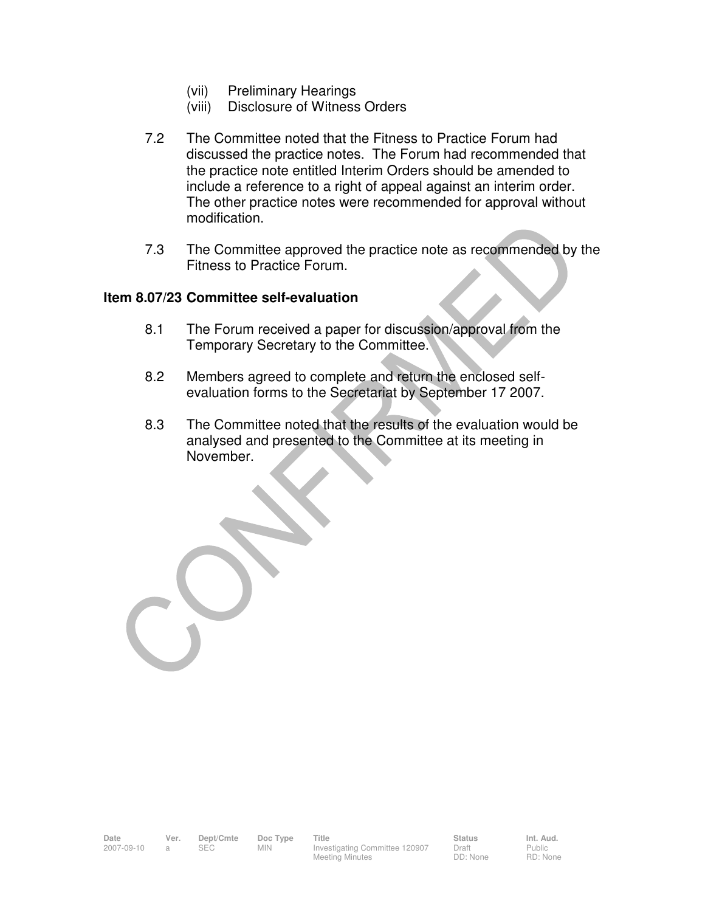(vii) Preliminary Hearings
(viii) Disclosure of Witness Orders

7.2 The Committee noted that the Fitness to Practice Forum had discussed the practice notes. The Forum had recommended that the practice note entitled Interim Orders should be amended to include a reference to a right of appeal against an interim order. The other practice notes were recommended for approval without modification.

7.3 The Committee approved the practice note as recommended by the Fitness to Practice Forum.

**Item 8.07/23 Committee self-evaluation**

8.1 The Forum received a paper for discussion/approval from the Temporary Secretary to the Committee.

8.2 Members agreed to complete and return the enclosed self-evaluation forms to the Secretariat by September 17 2007.

8.3 The Committee noted that the results of the evaluation would be analysed and presented to the Committee at its meeting in November.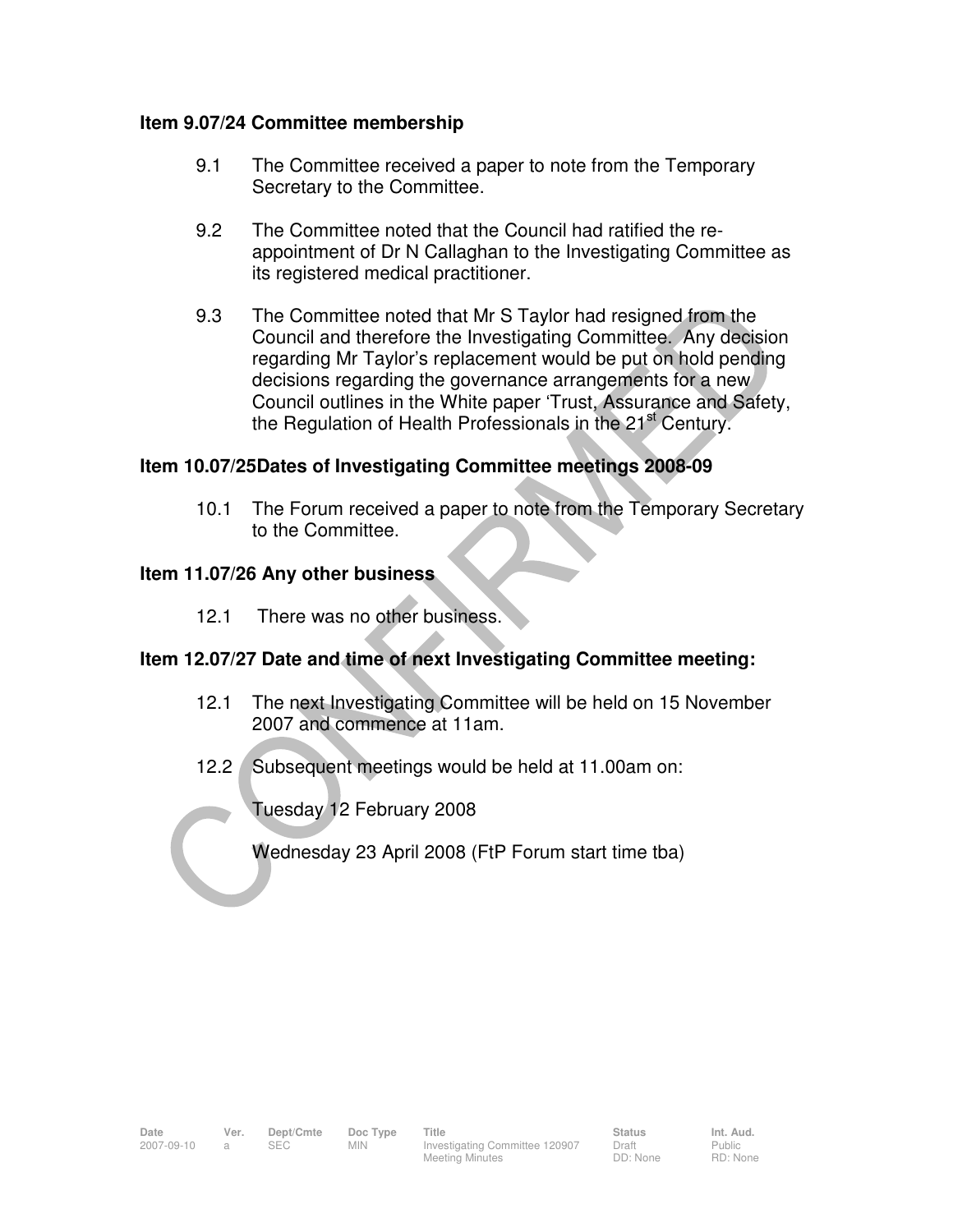**Item 9.07/24 Committee membership**

9.1 The Committee received a paper to note from the Temporary Secretary to the Committee.

9.2 The Committee noted that the Council had ratified the re-appointment of Dr N Callaghan to the Investigating Committee as its registered medical practitioner.

9.3 The Committee noted that Mr S Taylor had resigned from the Council and therefore the Investigating Committee. Any decision regarding Mr Taylor's replacement would be put on hold pending decisions regarding the governance arrangements for a new Council outlines in the White paper 'Trust, Assurance and Safety, the Regulation of Health Professionals in the 21st Century.

**Item 10.07/25Dates of Investigating Committee meetings 2008-09**

10.1 The Forum received a paper to note from the Temporary Secretary to the Committee.

**Item 11.07/26 Any other business**

12.1 There was no other business.

**Item 12.07/27 Date and time of next Investigating Committee meeting:**

12.1 The next Investigating Committee will be held on 15 November 2007 and commence at 11am.

12.2 Subsequent meetings would be held at 11.00am on:

Tuesday 12 February 2008

Wednesday 23 April 2008 (FtP Forum start time tba)

| Date | Ver. | Dept/Cmte | Doc Type | Title | Status | Int. Aud. |
|---|---|---|---|---|---|---|
| 2007-09-10 | a | SEC | MIN | Investigating Committee 120907 Meeting Minutes | Draft DD: None | Public RD: None |